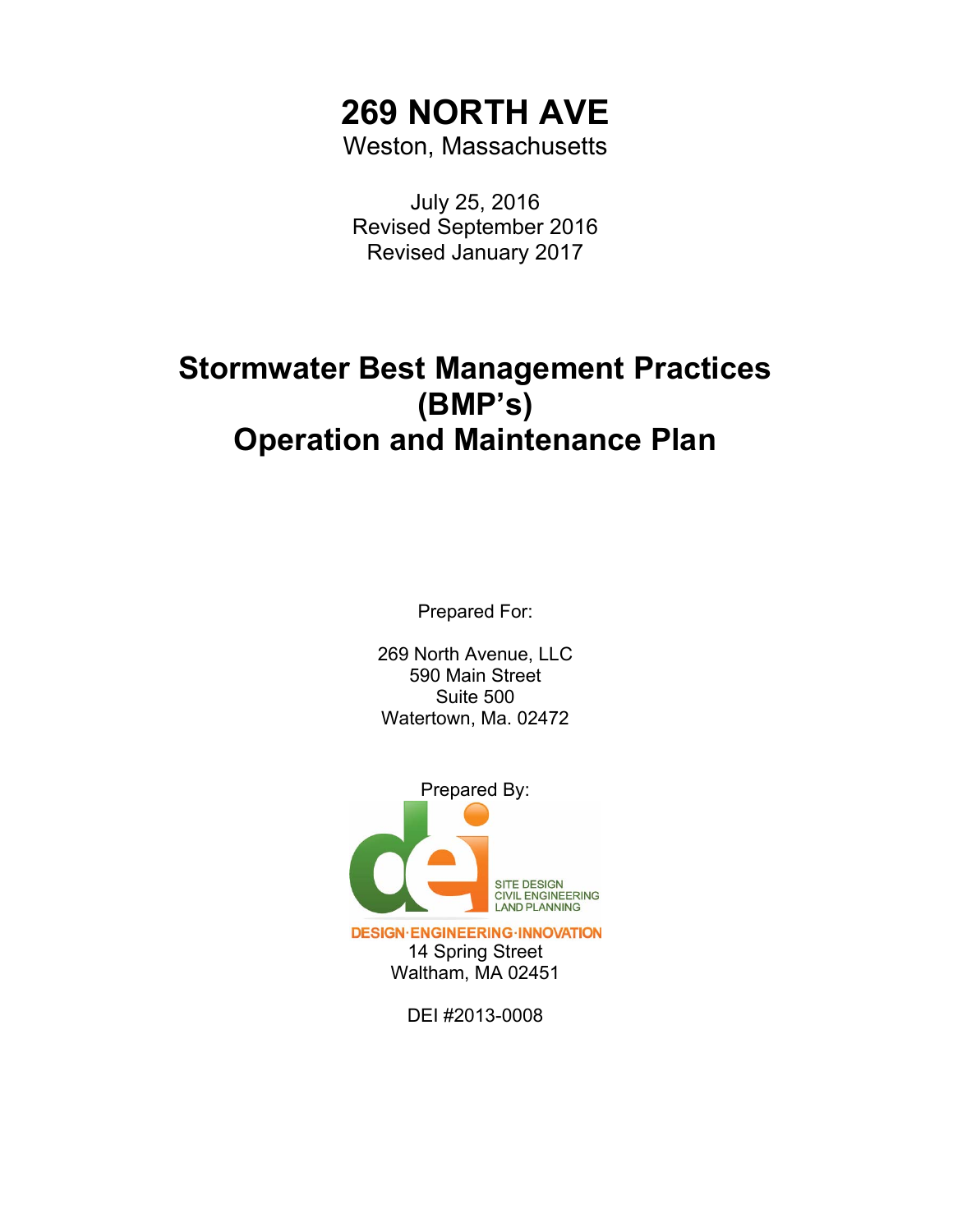# 269 NORTH AVE

Weston, Massachusetts

July 25, 2016
Revised September 2016
Revised January 2017

## Stormwater Best Management Practices (BMP's) Operation and Maintenance Plan

Prepared For:

269 North Avenue, LLC
590 Main Street
Suite 500
Watertown, Ma. 02472

Prepared By:

dei
SITE DESIGN
CIVIL ENGINEERING
LAND PLANNING
DESIGN·ENGINEERING·INNOVATION
14 Spring Street
Waltham, MA 02451

DEI #2013-0008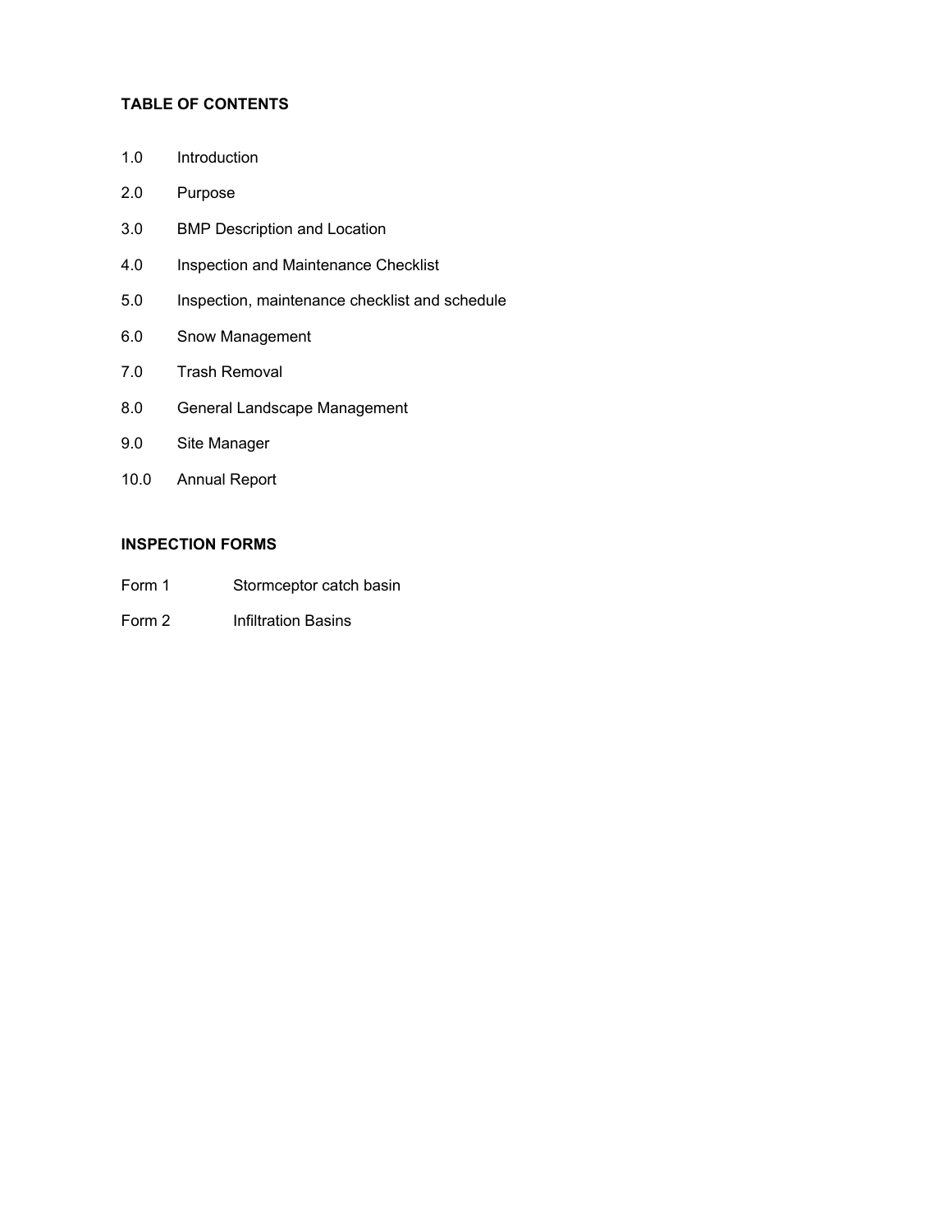**TABLE OF CONTENTS**

1.0 Introduction

2.0 Purpose

3.0 BMP Description and Location

4.0 Inspection and Maintenance Checklist

5.0 Inspection, maintenance checklist and schedule

6.0 Snow Management

7.0 Trash Removal

8.0 General Landscape Management

9.0 Site Manager

10.0 Annual Report

**INSPECTION FORMS**

Form 1 Stormceptor catch basin

Form 2 Infiltration Basins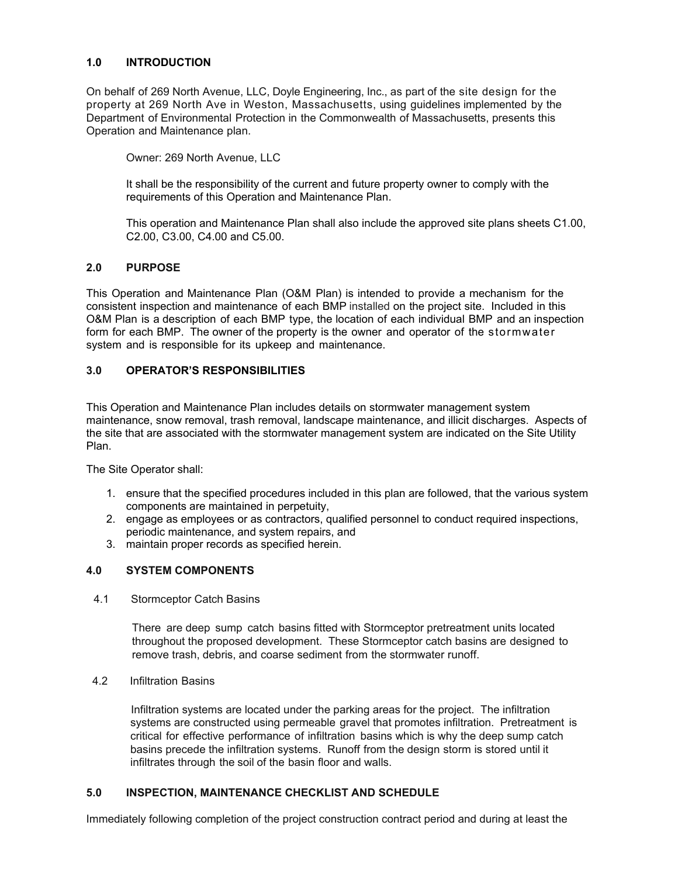## 1.0 INTRODUCTION

On behalf of 269 North Avenue, LLC, Doyle Engineering, Inc., as part of the site design for the property at 269 North Ave in Weston, Massachusetts, using guidelines implemented by the Department of Environmental Protection in the Commonwealth of Massachusetts, presents this Operation and Maintenance plan.

Owner: 269 North Avenue, LLC

It shall be the responsibility of the current and future property owner to comply with the requirements of this Operation and Maintenance Plan.

This operation and Maintenance Plan shall also include the approved site plans sheets C1.00, C2.00, C3.00, C4.00 and C5.00.

## 2.0 PURPOSE

This Operation and Maintenance Plan (O&M Plan) is intended to provide a mechanism for the consistent inspection and maintenance of each BMP installed on the project site. Included in this O&M Plan is a description of each BMP type, the location of each individual BMP and an inspection form for each BMP. The owner of the property is the owner and operator of the stormwater system and is responsible for its upkeep and maintenance.

## 3.0 OPERATOR'S RESPONSIBILITIES

This Operation and Maintenance Plan includes details on stormwater management system maintenance, snow removal, trash removal, landscape maintenance, and illicit discharges. Aspects of the site that are associated with the stormwater management system are indicated on the Site Utility Plan.

The Site Operator shall:

1. ensure that the specified procedures included in this plan are followed, that the various system components are maintained in perpetuity,
2. engage as employees or as contractors, qualified personnel to conduct required inspections, periodic maintenance, and system repairs, and
3. maintain proper records as specified herein.

## 4.0 SYSTEM COMPONENTS

### 4.1 Stormceptor Catch Basins

There are deep sump catch basins fitted with Stormceptor pretreatment units located throughout the proposed development. These Stormceptor catch basins are designed to remove trash, debris, and coarse sediment from the stormwater runoff.

### 4.2 Infiltration Basins

Infiltration systems are located under the parking areas for the project. The infiltration systems are constructed using permeable gravel that promotes infiltration. Pretreatment is critical for effective performance of infiltration basins which is why the deep sump catch basins precede the infiltration systems. Runoff from the design storm is stored until it infiltrates through the soil of the basin floor and walls.

## 5.0 INSPECTION, MAINTENANCE CHECKLIST AND SCHEDULE

Immediately following completion of the project construction contract period and during at least the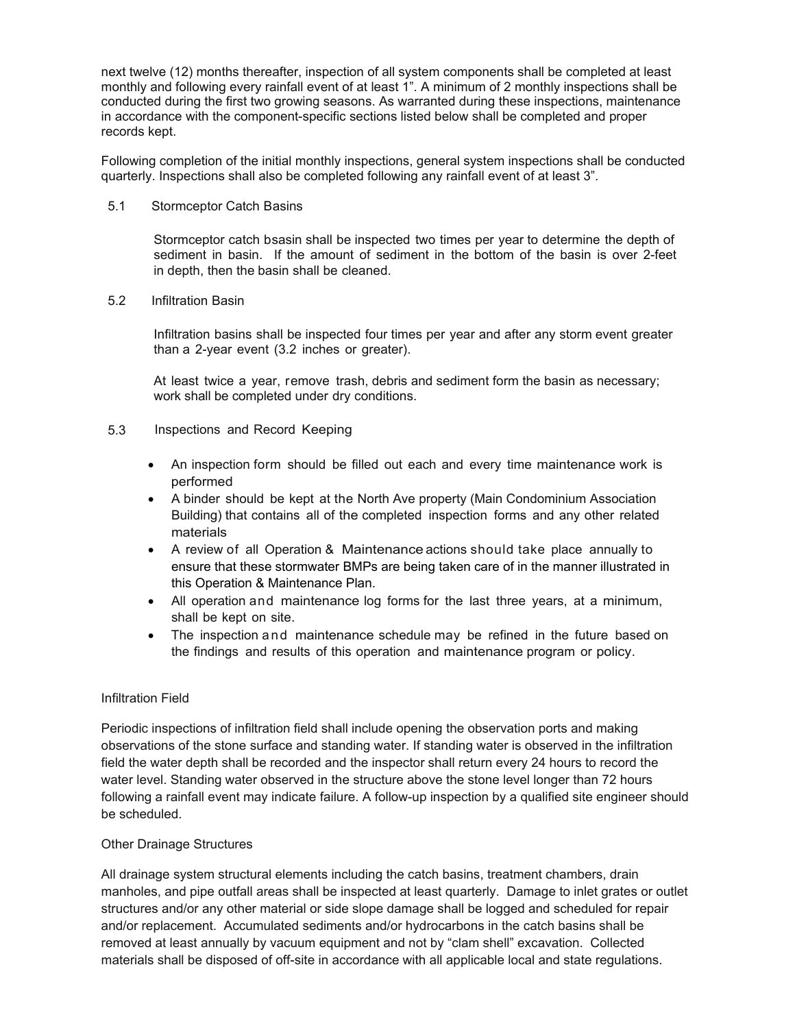next twelve (12) months thereafter, inspection of all system components shall be completed at least monthly and following every rainfall event of at least 1". A minimum of 2 monthly inspections shall be conducted during the first two growing seasons. As warranted during these inspections, maintenance in accordance with the component-specific sections listed below shall be completed and proper records kept.

Following completion of the initial monthly inspections, general system inspections shall be conducted quarterly. Inspections shall also be completed following any rainfall event of at least 3".

### 5.1 Stormceptor Catch Basins

Stormceptor catch bsasin shall be inspected two times per year to determine the depth of sediment in basin. If the amount of sediment in the bottom of the basin is over 2-feet in depth, then the basin shall be cleaned.

### 5.2 Infiltration Basin

Infiltration basins shall be inspected four times per year and after any storm event greater than a 2-year event (3.2 inches or greater).

At least twice a year, remove trash, debris and sediment form the basin as necessary; work shall be completed under dry conditions.

### 5.3 Inspections and Record Keeping

- An inspection form should be filled out each and every time maintenance work is performed
- A binder should be kept at the North Ave property (Main Condominium Association Building) that contains all of the completed inspection forms and any other related materials
- A review of all Operation & Maintenance actions should take place annually to ensure that these stormwater BMPs are being taken care of in the manner illustrated in this Operation & Maintenance Plan.
- All operation and maintenance log forms for the last three years, at a minimum, shall be kept on site.
- The inspection and maintenance schedule may be refined in the future based on the findings and results of this operation and maintenance program or policy.

Infiltration Field

Periodic inspections of infiltration field shall include opening the observation ports and making observations of the stone surface and standing water. If standing water is observed in the infiltration field the water depth shall be recorded and the inspector shall return every 24 hours to record the water level. Standing water observed in the structure above the stone level longer than 72 hours following a rainfall event may indicate failure. A follow-up inspection by a qualified site engineer should be scheduled.

Other Drainage Structures

All drainage system structural elements including the catch basins, treatment chambers, drain manholes, and pipe outfall areas shall be inspected at least quarterly. Damage to inlet grates or outlet structures and/or any other material or side slope damage shall be logged and scheduled for repair and/or replacement. Accumulated sediments and/or hydrocarbons in the catch basins shall be removed at least annually by vacuum equipment and not by "clam shell" excavation. Collected materials shall be disposed of off-site in accordance with all applicable local and state regulations.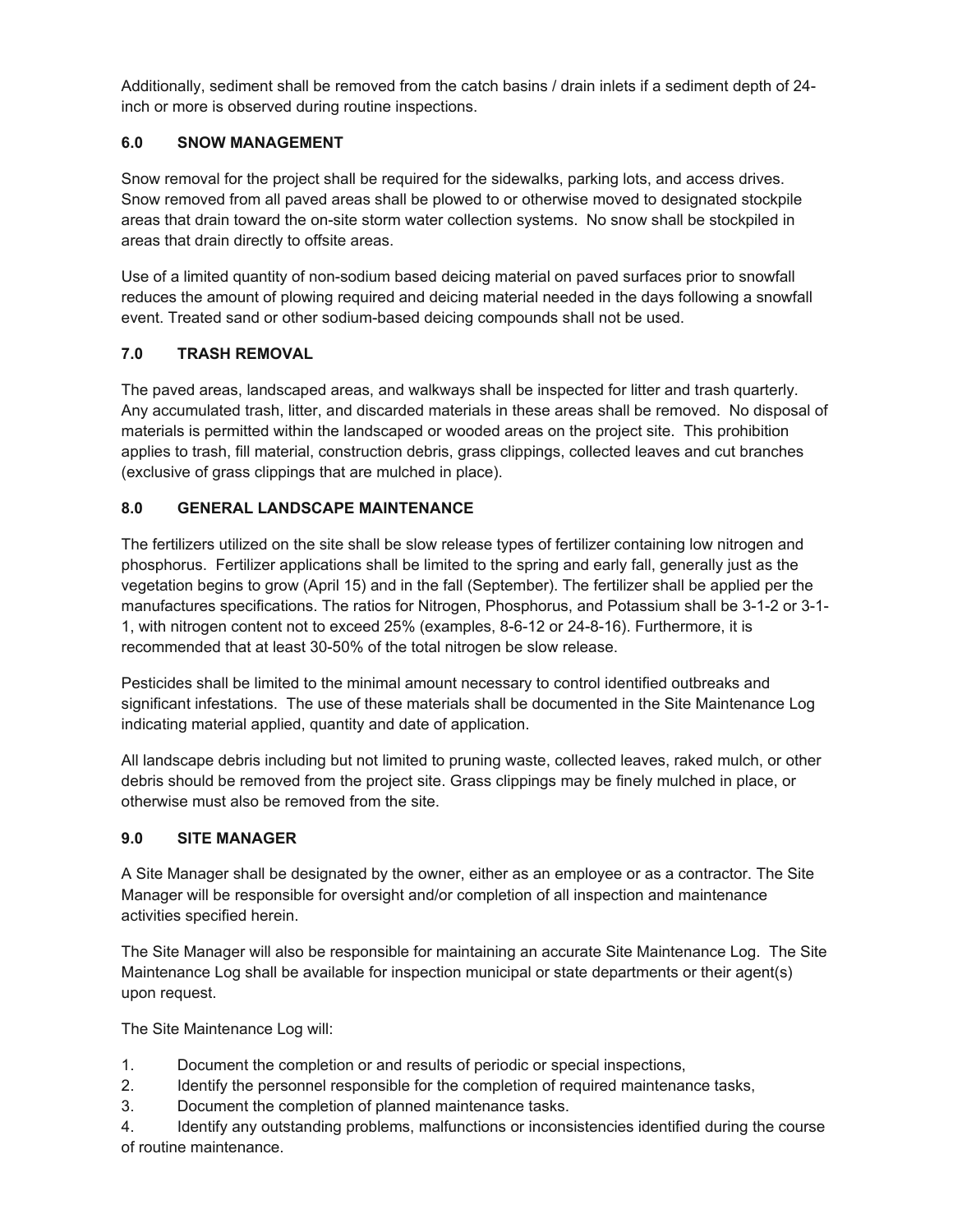Additionally, sediment shall be removed from the catch basins / drain inlets if a sediment depth of 24-inch or more is observed during routine inspections.

## 6.0 SNOW MANAGEMENT

Snow removal for the project shall be required for the sidewalks, parking lots, and access drives. Snow removed from all paved areas shall be plowed to or otherwise moved to designated stockpile areas that drain toward the on-site storm water collection systems. No snow shall be stockpiled in areas that drain directly to offsite areas.

Use of a limited quantity of non-sodium based deicing material on paved surfaces prior to snowfall reduces the amount of plowing required and deicing material needed in the days following a snowfall event. Treated sand or other sodium-based deicing compounds shall not be used.

## 7.0 TRASH REMOVAL

The paved areas, landscaped areas, and walkways shall be inspected for litter and trash quarterly. Any accumulated trash, litter, and discarded materials in these areas shall be removed. No disposal of materials is permitted within the landscaped or wooded areas on the project site. This prohibition applies to trash, fill material, construction debris, grass clippings, collected leaves and cut branches (exclusive of grass clippings that are mulched in place).

## 8.0 GENERAL LANDSCAPE MAINTENANCE

The fertilizers utilized on the site shall be slow release types of fertilizer containing low nitrogen and phosphorus. Fertilizer applications shall be limited to the spring and early fall, generally just as the vegetation begins to grow (April 15) and in the fall (September). The fertilizer shall be applied per the manufactures specifications. The ratios for Nitrogen, Phosphorus, and Potassium shall be 3-1-2 or 3-1-1, with nitrogen content not to exceed 25% (examples, 8-6-12 or 24-8-16). Furthermore, it is recommended that at least 30-50% of the total nitrogen be slow release.

Pesticides shall be limited to the minimal amount necessary to control identified outbreaks and significant infestations. The use of these materials shall be documented in the Site Maintenance Log indicating material applied, quantity and date of application.

All landscape debris including but not limited to pruning waste, collected leaves, raked mulch, or other debris should be removed from the project site. Grass clippings may be finely mulched in place, or otherwise must also be removed from the site.

## 9.0 SITE MANAGER

A Site Manager shall be designated by the owner, either as an employee or as a contractor. The Site Manager will be responsible for oversight and/or completion of all inspection and maintenance activities specified herein.

The Site Manager will also be responsible for maintaining an accurate Site Maintenance Log. The Site Maintenance Log shall be available for inspection municipal or state departments or their agent(s) upon request.

The Site Maintenance Log will:

1. Document the completion or and results of periodic or special inspections,
2. Identify the personnel responsible for the completion of required maintenance tasks,
3. Document the completion of planned maintenance tasks.
4. Identify any outstanding problems, malfunctions or inconsistencies identified during the course of routine maintenance.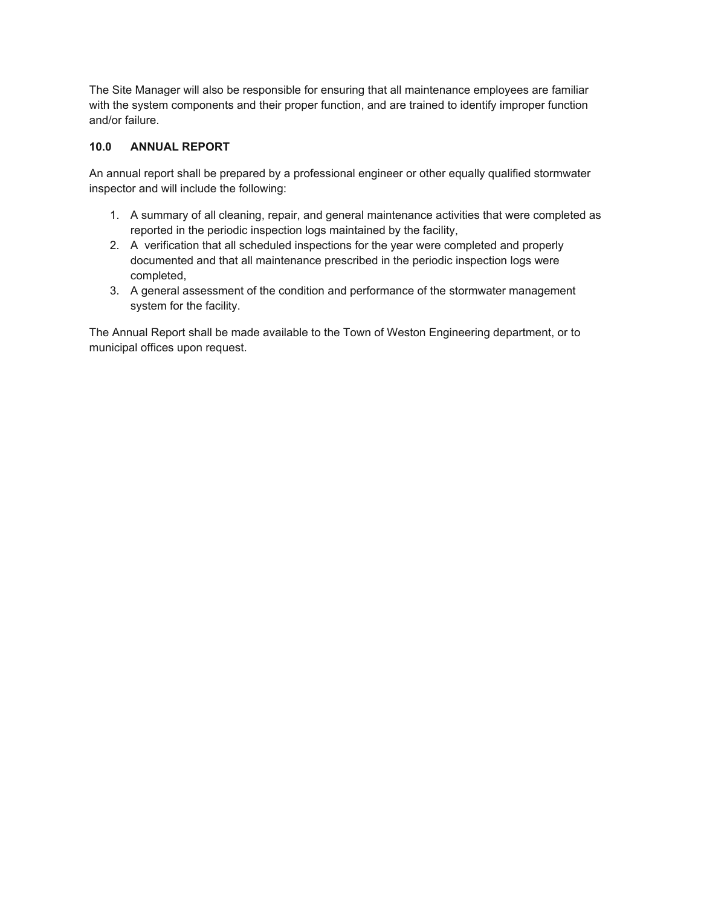The Site Manager will also be responsible for ensuring that all maintenance employees are familiar with the system components and their proper function, and are trained to identify improper function and/or failure.

## 10.0 ANNUAL REPORT

An annual report shall be prepared by a professional engineer or other equally qualified stormwater inspector and will include the following:

1. A summary of all cleaning, repair, and general maintenance activities that were completed as reported in the periodic inspection logs maintained by the facility,
2. A verification that all scheduled inspections for the year were completed and properly documented and that all maintenance prescribed in the periodic inspection logs were completed,
3. A general assessment of the condition and performance of the stormwater management system for the facility.

The Annual Report shall be made available to the Town of Weston Engineering department, or to municipal offices upon request.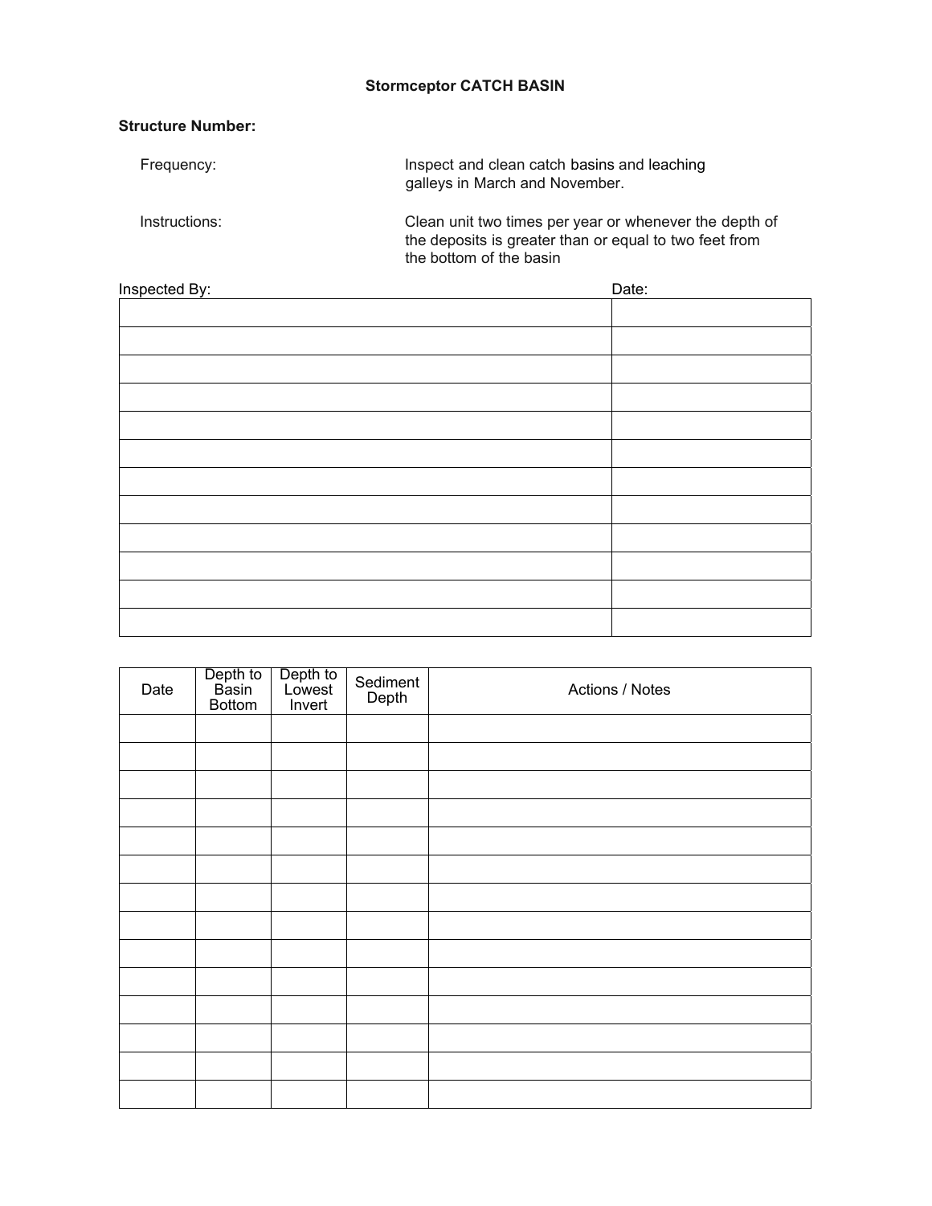# Stormceptor CATCH BASIN

**Structure Number:**

Frequency: Inspect and clean catch basins and leaching galleys in March and November.

Instructions: Clean unit two times per year or whenever the depth of the deposits is greater than or equal to two feet from the bottom of the basin

| Inspected By: | Date: |
|---|---|
| | |
| | |
| | |
| | |
| | |
| | |
| | |
| | |
| | |
| | |
| | |
| | |

| Date | Depth to Basin Bottom | Depth to Lowest Invert | Sediment Depth | Actions / Notes |
|---|---|---|---|---|
| | | | | |
| | | | | |
| | | | | |
| | | | | |
| | | | | |
| | | | | |
| | | | | |
| | | | | |
| | | | | |
| | | | | |
| | | | | |
| | | | | |
| | | | | |
| | | | | |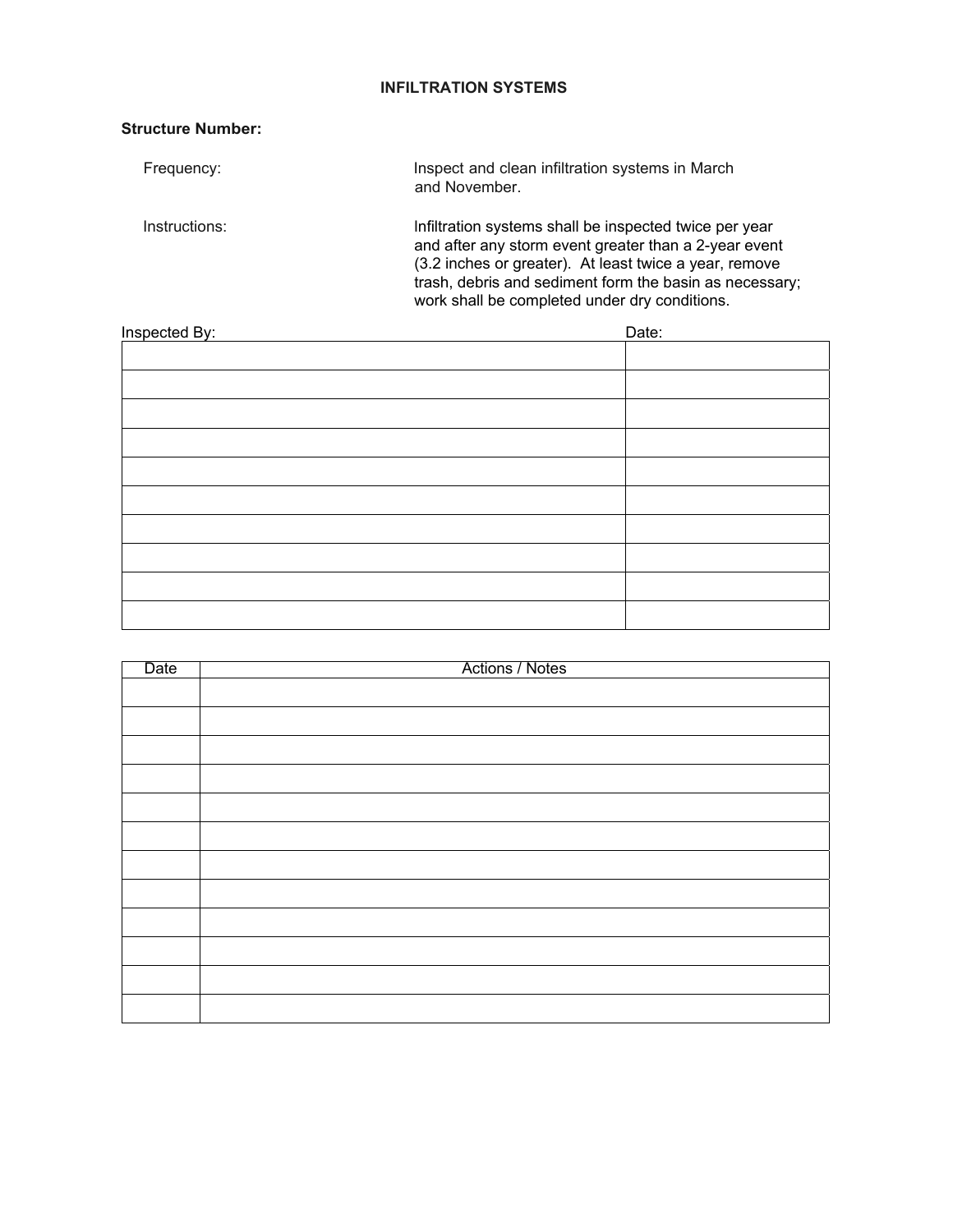# INFILTRATION SYSTEMS

**Structure Number:**

Frequency: Inspect and clean infiltration systems in March and November.

Instructions: Infiltration systems shall be inspected twice per year and after any storm event greater than a 2-year event (3.2 inches or greater). At least twice a year, remove trash, debris and sediment form the basin as necessary; work shall be completed under dry conditions.

| Inspected By: | Date: |
|---|---|
| | |
| | |
| | |
| | |
| | |
| | |
| | |
| | |
| | |
| | |

| Date | Actions / Notes |
|---|---|
| | |
| | |
| | |
| | |
| | |
| | |
| | |
| | |
| | |
| | |
| | |
| | |